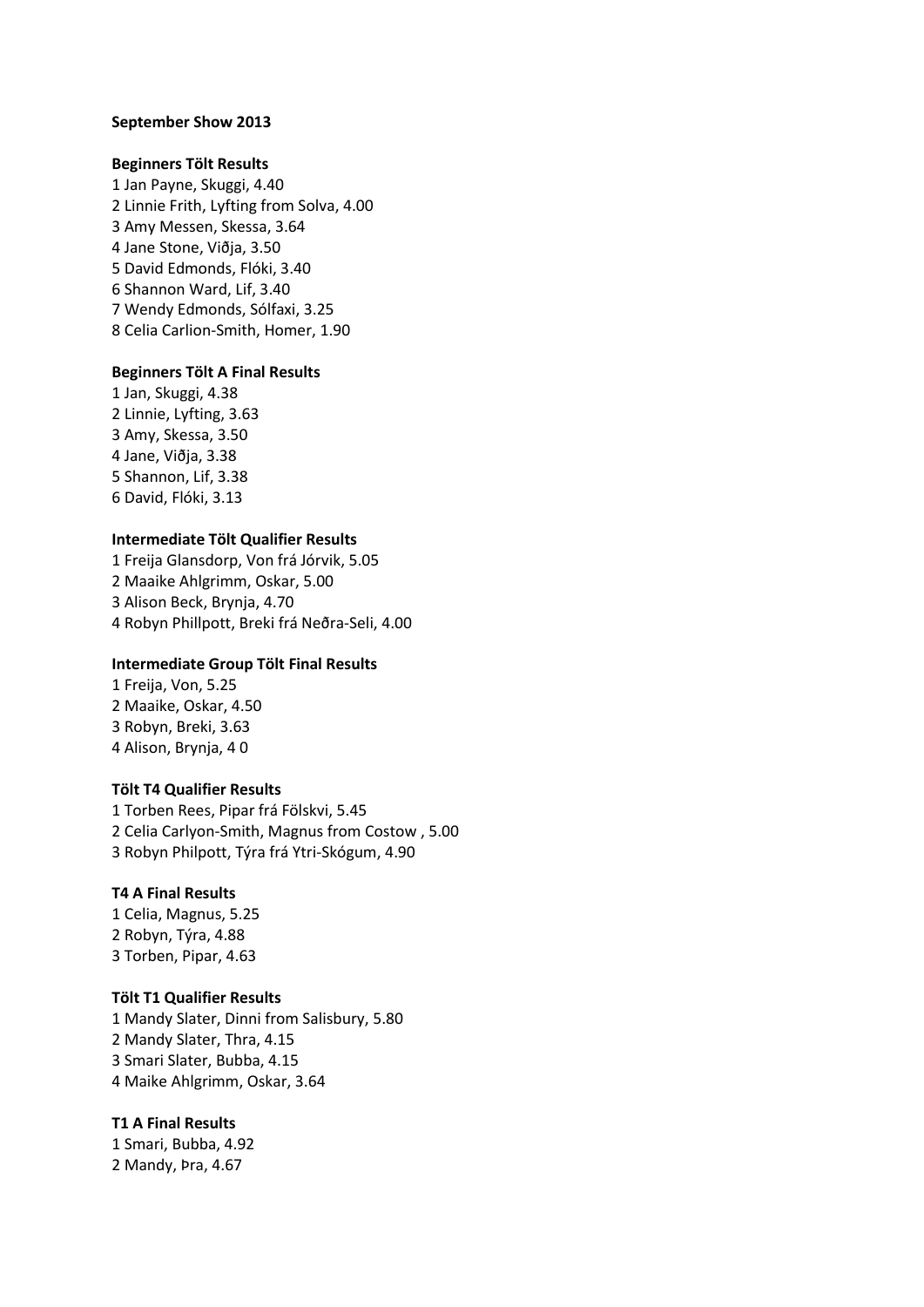**September Show 2013**

**Beginners Tölt Results**

1 Jan Payne, Skuggi, 4.40
2 Linnie Frith, Lyfting from Solva, 4.00
3 Amy Messen, Skessa, 3.64
4 Jane Stone, Viðja, 3.50
5 David Edmonds, Flóki, 3.40
6 Shannon Ward, Lif, 3.40
7 Wendy Edmonds, Sólfaxi, 3.25
8 Celia Carlion-Smith, Homer, 1.90

**Beginners Tölt A Final Results**

1 Jan, Skuggi, 4.38
2 Linnie, Lyfting, 3.63
3 Amy, Skessa, 3.50
4 Jane, Viðja, 3.38
5 Shannon, Lif, 3.38
6 David, Flóki, 3.13

**Intermediate Tölt Qualifier Results**

1 Freija Glansdorp, Von frá Jórvik, 5.05
2 Maaike Ahlgrimm, Oskar, 5.00
3 Alison Beck, Brynja, 4.70
4 Robyn Phillpott, Breki frá Neðra-Seli, 4.00

**Intermediate Group Tölt Final Results**

1 Freija, Von, 5.25
2 Maaike, Oskar, 4.50
3 Robyn, Breki, 3.63
4 Alison, Brynja, 4 0

**Tölt T4 Qualifier Results**

1 Torben Rees, Pipar frá Fölskvi, 5.45
2 Celia Carlyon-Smith, Magnus from Costow , 5.00
3 Robyn Philpott, Týra frá Ytri-Skógum, 4.90

**T4 A Final Results**

1 Celia, Magnus, 5.25
2 Robyn, Týra, 4.88
3 Torben, Pipar, 4.63

**Tölt T1 Qualifier Results**

1 Mandy Slater, Dinni from Salisbury, 5.80
2 Mandy Slater, Thra, 4.15
3 Smari Slater, Bubba, 4.15
4 Maike Ahlgrimm, Oskar, 3.64

**T1 A Final Results**

1 Smari, Bubba, 4.92
2 Mandy, Þra, 4.67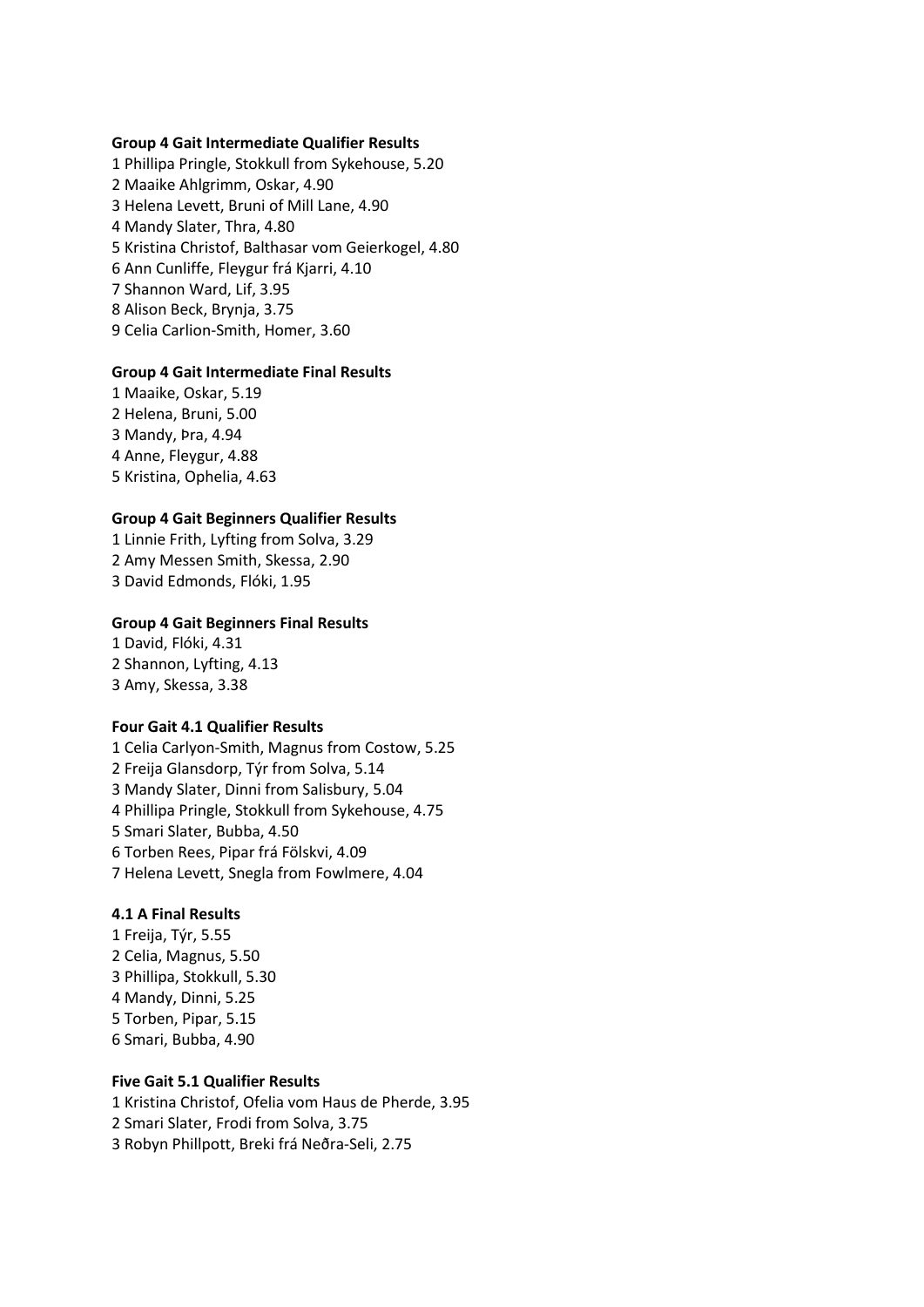**Group 4 Gait Intermediate Qualifier Results**

1 Phillipa Pringle, Stokkull from Sykehouse, 5.20
2 Maaike Ahlgrimm, Oskar, 4.90
3 Helena Levett, Bruni of Mill Lane, 4.90
4 Mandy Slater, Thra, 4.80
5 Kristina Christof, Balthasar vom Geierkogel, 4.80
6 Ann Cunliffe, Fleygur frá Kjarri, 4.10
7 Shannon Ward, Lif, 3.95
8 Alison Beck, Brynja, 3.75
9 Celia Carlion-Smith, Homer, 3.60

**Group 4 Gait Intermediate Final Results**

1 Maaike, Oskar, 5.19
2 Helena, Bruni, 5.00
3 Mandy, Þra, 4.94
4 Anne, Fleygur, 4.88
5 Kristina, Ophelia, 4.63

**Group 4 Gait Beginners Qualifier Results**

1 Linnie Frith, Lyfting from Solva, 3.29
2 Amy Messen Smith, Skessa, 2.90
3 David Edmonds, Flóki, 1.95

**Group 4 Gait Beginners Final Results**

1 David, Flóki, 4.31
2 Shannon, Lyfting, 4.13
3 Amy, Skessa, 3.38

**Four Gait 4.1 Qualifier Results**

1 Celia Carlyon-Smith, Magnus from Costow, 5.25
2 Freija Glansdorp, Týr from Solva, 5.14
3 Mandy Slater, Dinni from Salisbury, 5.04
4 Phillipa Pringle, Stokkull from Sykehouse, 4.75
5 Smari Slater, Bubba, 4.50
6 Torben Rees, Pipar frá Fölskvi, 4.09
7 Helena Levett, Snegla from Fowlmere, 4.04

**4.1 A Final Results**

1 Freija, Týr, 5.55
2 Celia, Magnus, 5.50
3 Phillipa, Stokkull, 5.30
4 Mandy, Dinni, 5.25
5 Torben, Pipar, 5.15
6 Smari, Bubba, 4.90

**Five Gait 5.1 Qualifier Results**

1 Kristina Christof, Ofelia vom Haus de Pherde, 3.95
2 Smari Slater, Frodi from Solva, 3.75
3 Robyn Phillpott, Breki frá Neðra-Seli, 2.75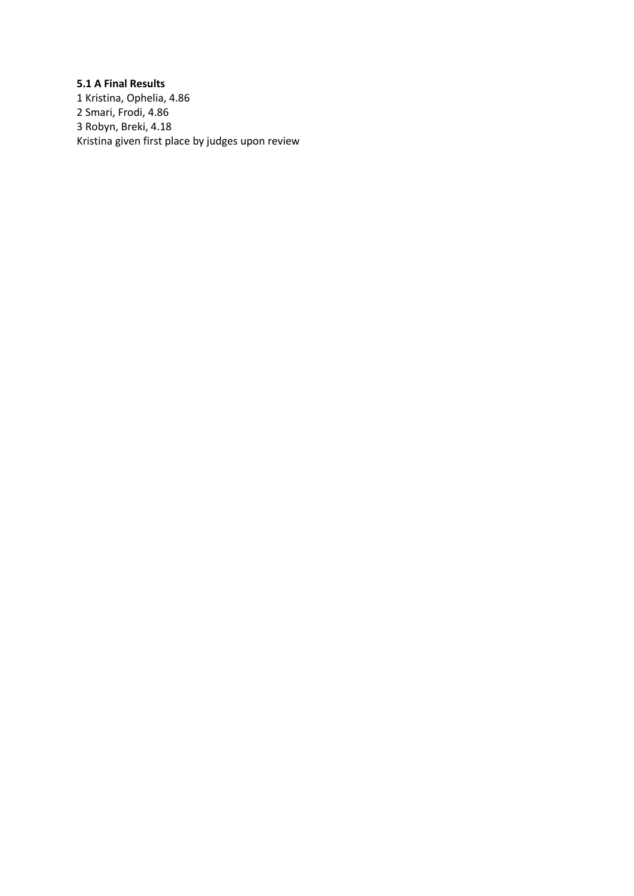**5.1 A Final Results**

1 Kristina, Ophelia, 4.86
2 Smari, Frodi, 4.86
3 Robyn, Breki, 4.18
Kristina given first place by judges upon review